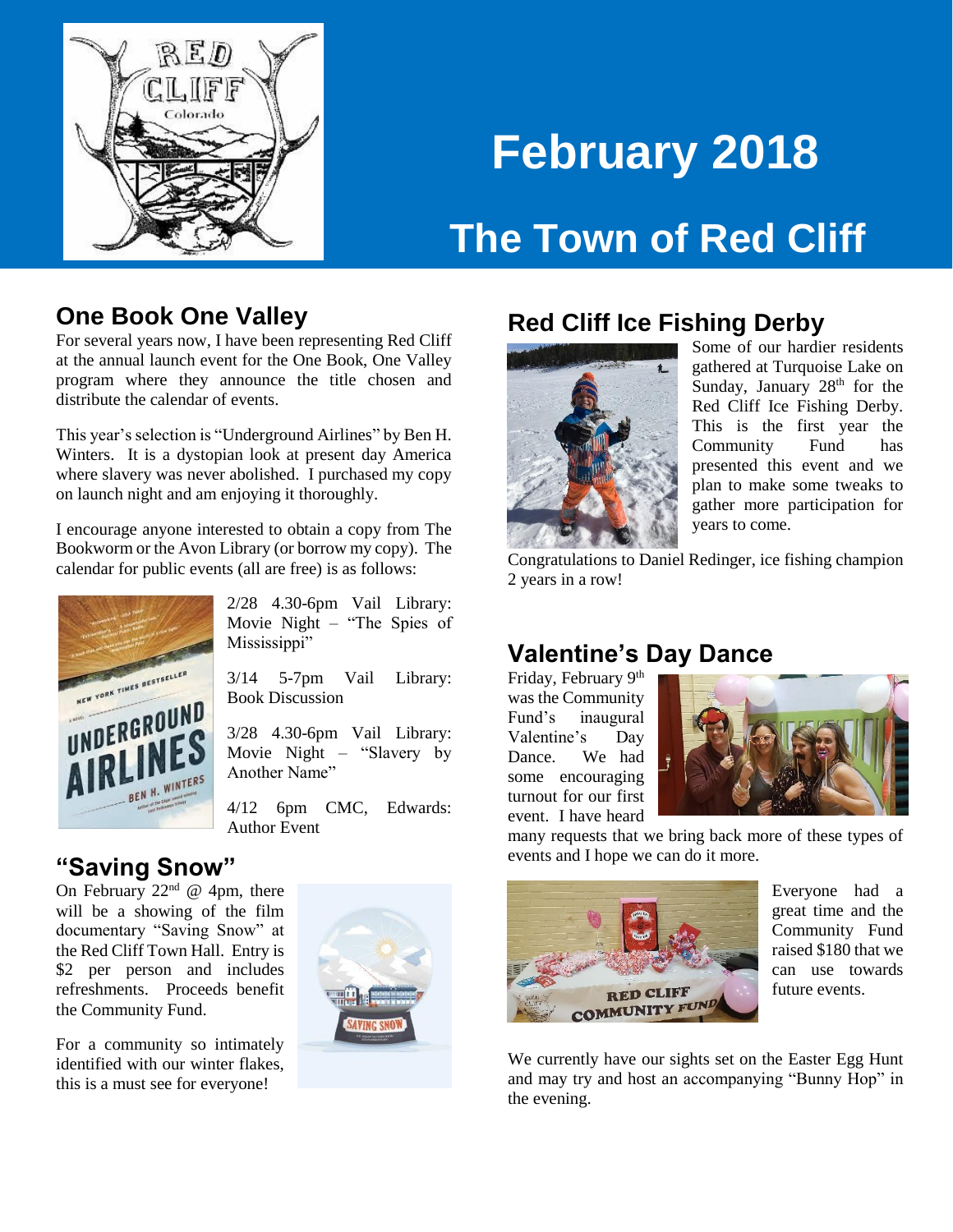# February 2018

# The Town of Red Cliff

## One Book One Valley

For several years now, I have been representing Red Cliff at the annual launch event for the One Book, One Valley program where they announce the title chosen and distribute the calendar of events.

This year's selection is "Underground Airlines" by Ben H. Winters. It is a dystopian look at present day America where slavery was never abolished. I purchased my copy on launch night and am enjoying it thoroughly.

I encourage anyone interested to obtain a copy from The Bookworm or the Avon Library (or borrow my copy). The calendar for public events (all are free) is as follows:

2/28 4.30-6pm Vail Library: Movie Night – "The Spies of Mississippi"

3/14 5-7pm Vail Library: Book Discussion

3/28 4.30-6pm Vail Library: Movie Night – "Slavery by Another Name"

4/12 6pm CMC, Edwards: Author Event

## "Saving Snow"

On February 22nd @ 4pm, there will be a showing of the film documentary "Saving Snow" at the Red Cliff Town Hall. Entry is $2 per person and includes refreshments. Proceeds benefit the Community Fund.

For a community so intimately identified with our winter flakes, this is a must see for everyone!

## Red Cliff Ice Fishing Derby

Some of our hardier residents gathered at Turquoise Lake on Sunday, January 28th for the Red Cliff Ice Fishing Derby. This is the first year the Community Fund has presented this event and we plan to make some tweaks to gather more participation for years to come.

Congratulations to Daniel Redinger, ice fishing champion 2 years in a row!

## Valentine's Day Dance

Friday, February 9th was the Community Fund's inaugural Valentine's Day Dance. We had some encouraging turnout for our first event. I have heard many requests that we bring back more of these types of events and I hope we can do it more.

Everyone had a great time and the Community Fund raised $180 that we can use towards future events.

We currently have our sights set on the Easter Egg Hunt and may try and host an accompanying "Bunny Hop" in the evening.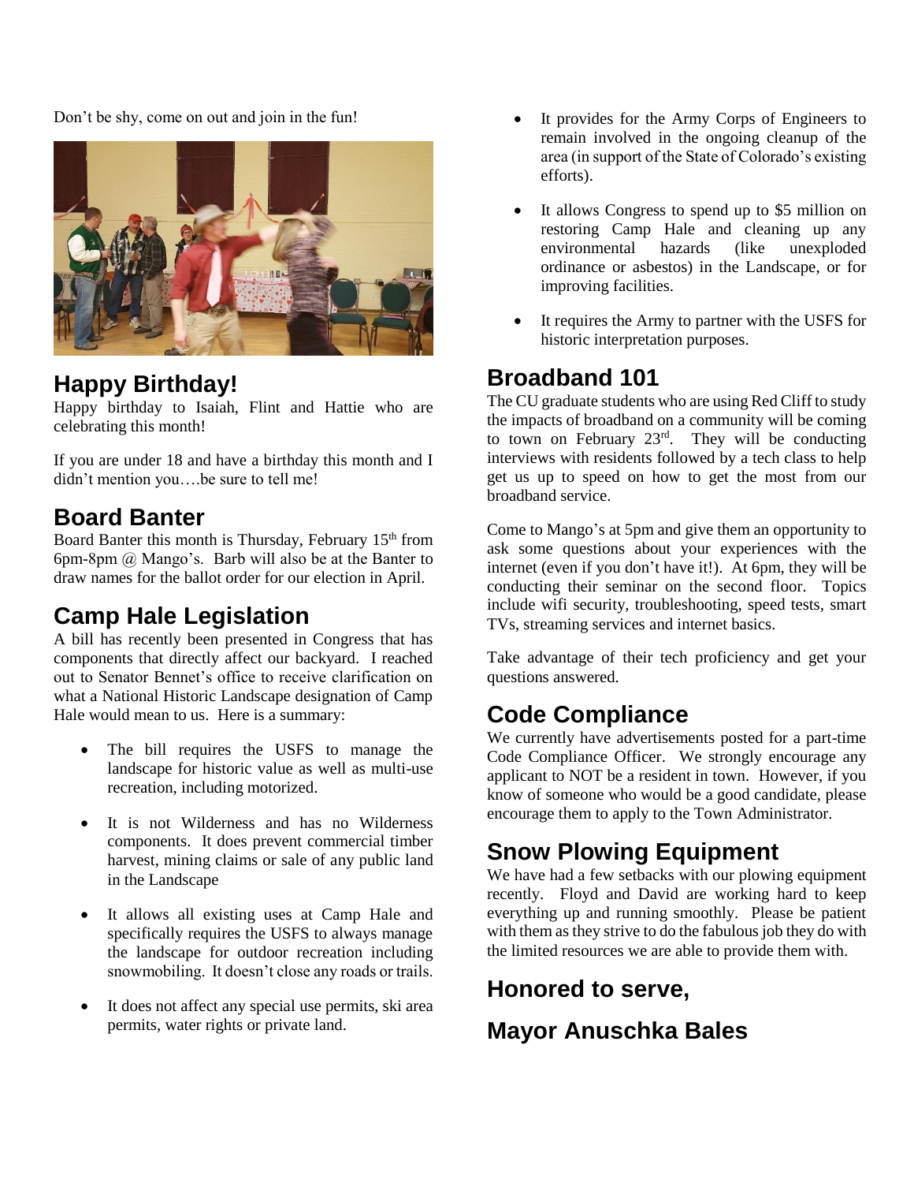Don't be shy, come on out and join in the fun!

## Happy Birthday!

Happy birthday to Isaiah, Flint and Hattie who are celebrating this month!

If you are under 18 and have a birthday this month and I didn't mention you….be sure to tell me!

## Board Banter

Board Banter this month is Thursday, February 15th from 6pm-8pm @ Mango's. Barb will also be at the Banter to draw names for the ballot order for our election in April.

## Camp Hale Legislation

A bill has recently been presented in Congress that has components that directly affect our backyard. I reached out to Senator Bennet's office to receive clarification on what a National Historic Landscape designation of Camp Hale would mean to us. Here is a summary:

- The bill requires the USFS to manage the landscape for historic value as well as multi-use recreation, including motorized.
- It is not Wilderness and has no Wilderness components. It does prevent commercial timber harvest, mining claims or sale of any public land in the Landscape
- It allows all existing uses at Camp Hale and specifically requires the USFS to always manage the landscape for outdoor recreation including snowmobiling. It doesn't close any roads or trails.
- It does not affect any special use permits, ski area permits, water rights or private land.
- It provides for the Army Corps of Engineers to remain involved in the ongoing cleanup of the area (in support of the State of Colorado's existing efforts).
- It allows Congress to spend up to $5 million on restoring Camp Hale and cleaning up any environmental hazards (like unexploded ordinance or asbestos) in the Landscape, or for improving facilities.
- It requires the Army to partner with the USFS for historic interpretation purposes.

## Broadband 101

The CU graduate students who are using Red Cliff to study the impacts of broadband on a community will be coming to town on February 23rd. They will be conducting interviews with residents followed by a tech class to help get us up to speed on how to get the most from our broadband service.

Come to Mango's at 5pm and give them an opportunity to ask some questions about your experiences with the internet (even if you don't have it!). At 6pm, they will be conducting their seminar on the second floor. Topics include wifi security, troubleshooting, speed tests, smart TVs, streaming services and internet basics.

Take advantage of their tech proficiency and get your questions answered.

## Code Compliance

We currently have advertisements posted for a part-time Code Compliance Officer. We strongly encourage any applicant to NOT be a resident in town. However, if you know of someone who would be a good candidate, please encourage them to apply to the Town Administrator.

## Snow Plowing Equipment

We have had a few setbacks with our plowing equipment recently. Floyd and David are working hard to keep everything up and running smoothly. Please be patient with them as they strive to do the fabulous job they do with the limited resources we are able to provide them with.

## Honored to serve,

## Mayor Anuschka Bales